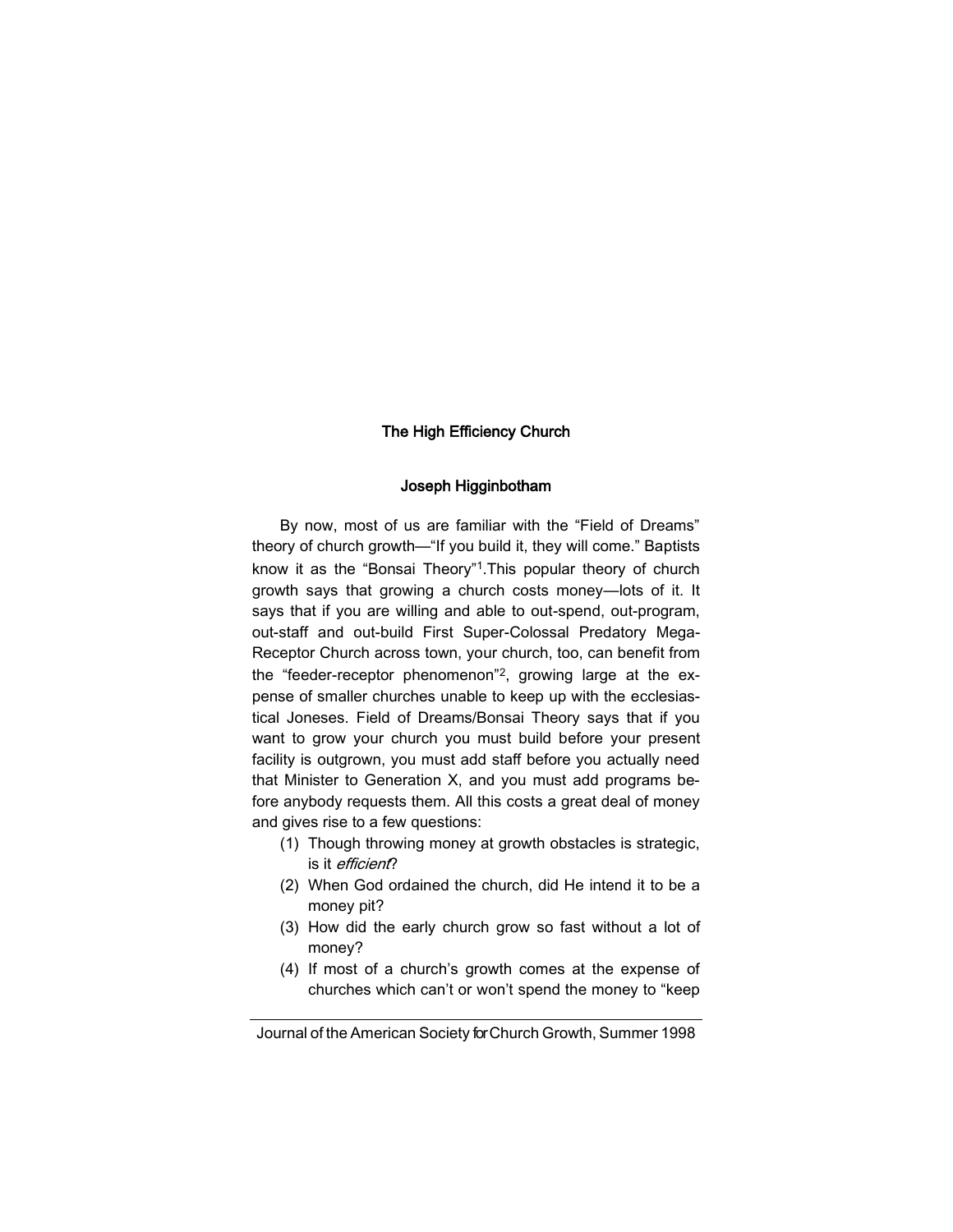# The High Efficiency Church

### Joseph Higginbotham

By now, most of us are familiar with the "Field of Dreams" theory of church growth—"If you build it, they will come." Baptists know it as the "Bonsai Theory"[1]. This popular theory of church growth says that growing a church costs money—lots of it. It says that if you are willing and able to out-spend, out-program, out-staff and out-build First Super-Colossal Predatory Mega-Receptor Church across town, your church, too, can benefit from the "feeder-receptor phenomenon"[2], growing large at the expense of smaller churches unable to keep up with the ecclesiastical Joneses. Field of Dreams/Bonsai Theory says that if you want to grow your church you must build before your present facility is outgrown, you must add staff before you actually need that Minister to Generation X, and you must add programs before anybody requests them. All this costs a great deal of money and gives rise to a few questions:

(1) Though throwing money at growth obstacles is strategic, is it *efficient*?
(2) When God ordained the church, did He intend it to be a money pit?
(3) How did the early church grow so fast without a lot of money?
(4) If most of a church's growth comes at the expense of churches which can't or won't spend the money to "keep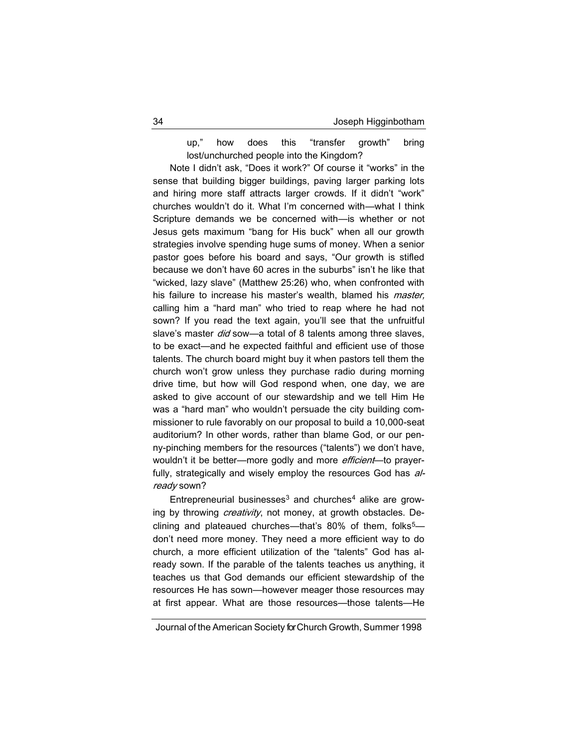up," how does this "transfer growth" bring lost/unchurched people into the Kingdom?

Note I didn't ask, "Does it work?" Of course it "works" in the sense that building bigger buildings, paving larger parking lots and hiring more staff attracts larger crowds. If it didn't "work" churches wouldn't do it. What I'm concerned with—what I think Scripture demands we be concerned with—is whether or not Jesus gets maximum "bang for His buck" when all our growth strategies involve spending huge sums of money. When a senior pastor goes before his board and says, "Our growth is stifled because we don't have 60 acres in the suburbs" isn't he like that "wicked, lazy slave" (Matthew 25:26) who, when confronted with his failure to increase his master's wealth, blamed his *master,* calling him a "hard man" who tried to reap where he had not sown? If you read the text again, you'll see that the unfruitful slave's master *did* sow—a total of 8 talents among three slaves, to be exact—and he expected faithful and efficient use of those talents. The church board might buy it when pastors tell them the church won't grow unless they purchase radio during morning drive time, but how will God respond when, one day, we are asked to give account of our stewardship and we tell Him He was a "hard man" who wouldn't persuade the city building commissioner to rule favorably on our proposal to build a 10,000-seat auditorium? In other words, rather than blame God, or our penny-pinching members for the resources ("talents") we don't have, wouldn't it be better—more godly and more *efficient*—to prayerfully, strategically and wisely employ the resources God has *already* sown?

Entrepreneurial businesses[3] and churches[4] alike are growing by throwing *creativity*, not money, at growth obstacles. Declining and plateaued churches—that's 80% of them, folks[5]—don't need more money. They need a more efficient way to do church, a more efficient utilization of the "talents" God has already sown. If the parable of the talents teaches us anything, it teaches us that God demands our efficient stewardship of the resources He has sown—however meager those resources may at first appear. What are those resources—those talents—He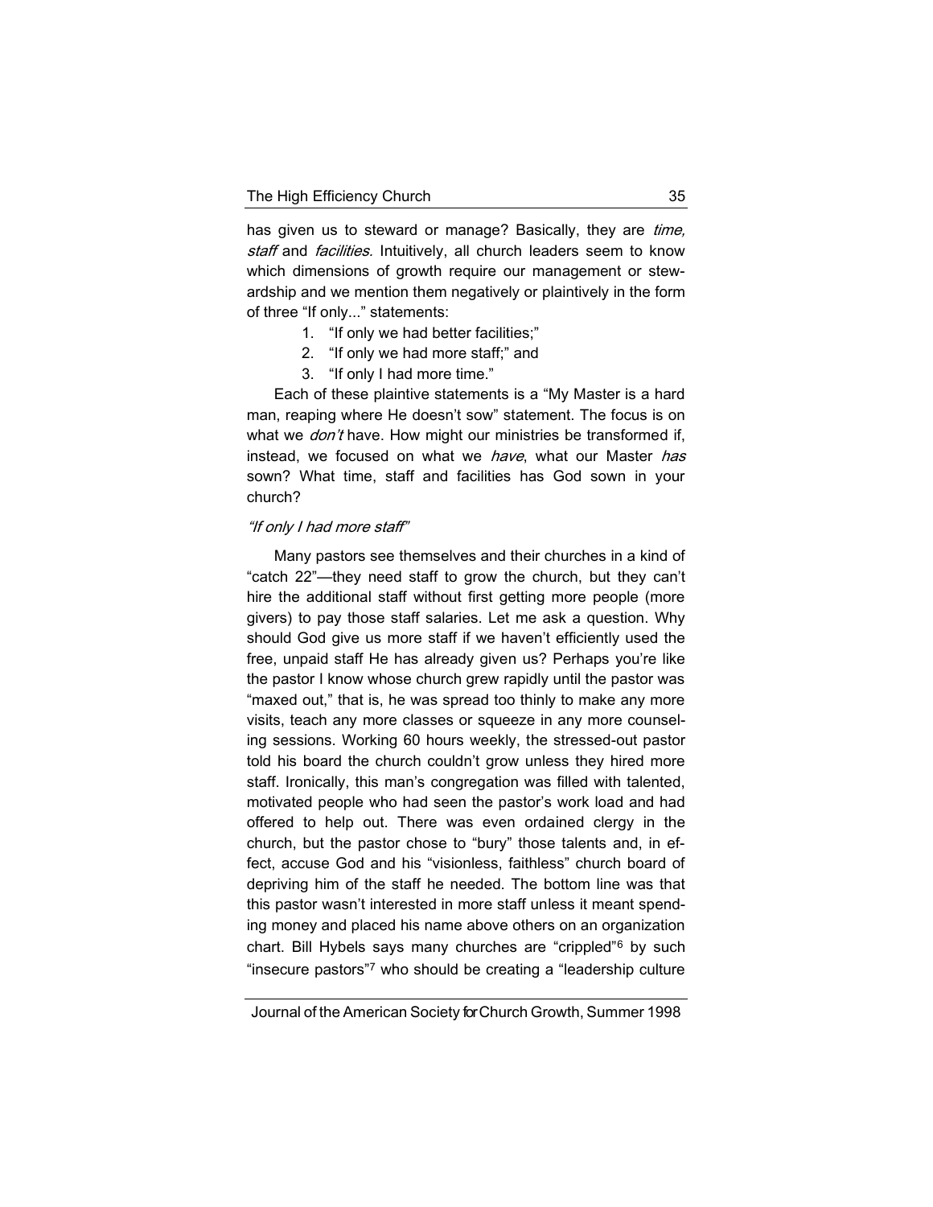has given us to steward or manage? Basically, they are *time, staff* and *facilities.* Intuitively, all church leaders seem to know which dimensions of growth require our management or stewardship and we mention them negatively or plaintively in the form of three "If only..." statements:

1. "If only we had better facilities;"
2. "If only we had more staff;" and
3. "If only I had more time."

Each of these plaintive statements is a "My Master is a hard man, reaping where He doesn't sow" statement. The focus is on what we *don't* have. How might our ministries be transformed if, instead, we focused on what we *have*, what our Master *has* sown? What time, staff and facilities has God sown in your church?

*"If only I had more staff"*

Many pastors see themselves and their churches in a kind of "catch 22"—they need staff to grow the church, but they can't hire the additional staff without first getting more people (more givers) to pay those staff salaries. Let me ask a question. Why should God give us more staff if we haven't efficiently used the free, unpaid staff He has already given us? Perhaps you're like the pastor I know whose church grew rapidly until the pastor was "maxed out," that is, he was spread too thinly to make any more visits, teach any more classes or squeeze in any more counseling sessions. Working 60 hours weekly, the stressed-out pastor told his board the church couldn't grow unless they hired more staff. Ironically, this man's congregation was filled with talented, motivated people who had seen the pastor's work load and had offered to help out. There was even ordained clergy in the church, but the pastor chose to "bury" those talents and, in effect, accuse God and his "visionless, faithless" church board of depriving him of the staff he needed. The bottom line was that this pastor wasn't interested in more staff unless it meant spending money and placed his name above others on an organization chart. Bill Hybels says many churches are "crippled"[6] by such "insecure pastors"[7] who should be creating a "leadership culture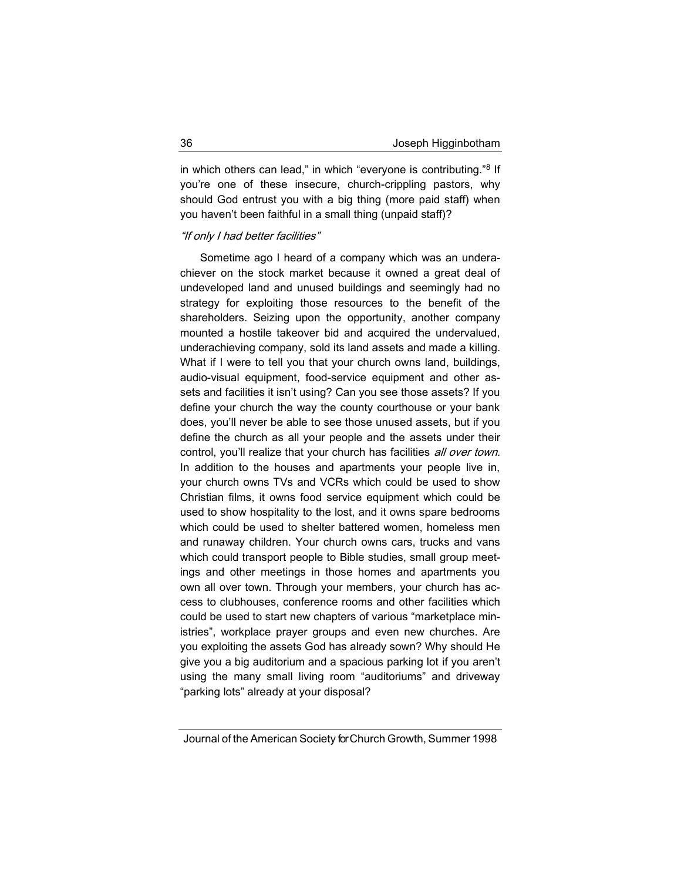in which others can lead," in which "everyone is contributing."[8] If you're one of these insecure, church-crippling pastors, why should God entrust you with a big thing (more paid staff) when you haven't been faithful in a small thing (unpaid staff)?

### *"If only I had better facilities"*

Sometime ago I heard of a company which was an underachiever on the stock market because it owned a great deal of undeveloped land and unused buildings and seemingly had no strategy for exploiting those resources to the benefit of the shareholders. Seizing upon the opportunity, another company mounted a hostile takeover bid and acquired the undervalued, underachieving company, sold its land assets and made a killing. What if I were to tell you that your church owns land, buildings, audio-visual equipment, food-service equipment and other assets and facilities it isn't using? Can you see those assets? If you define your church the way the county courthouse or your bank does, you'll never be able to see those unused assets, but if you define the church as all your people and the assets under their control, you'll realize that your church has facilities *all over town.* In addition to the houses and apartments your people live in, your church owns TVs and VCRs which could be used to show Christian films, it owns food service equipment which could be used to show hospitality to the lost, and it owns spare bedrooms which could be used to shelter battered women, homeless men and runaway children. Your church owns cars, trucks and vans which could transport people to Bible studies, small group meetings and other meetings in those homes and apartments you own all over town. Through your members, your church has access to clubhouses, conference rooms and other facilities which could be used to start new chapters of various "marketplace ministries", workplace prayer groups and even new churches. Are you exploiting the assets God has already sown? Why should He give you a big auditorium and a spacious parking lot if you aren't using the many small living room "auditoriums" and driveway "parking lots" already at your disposal?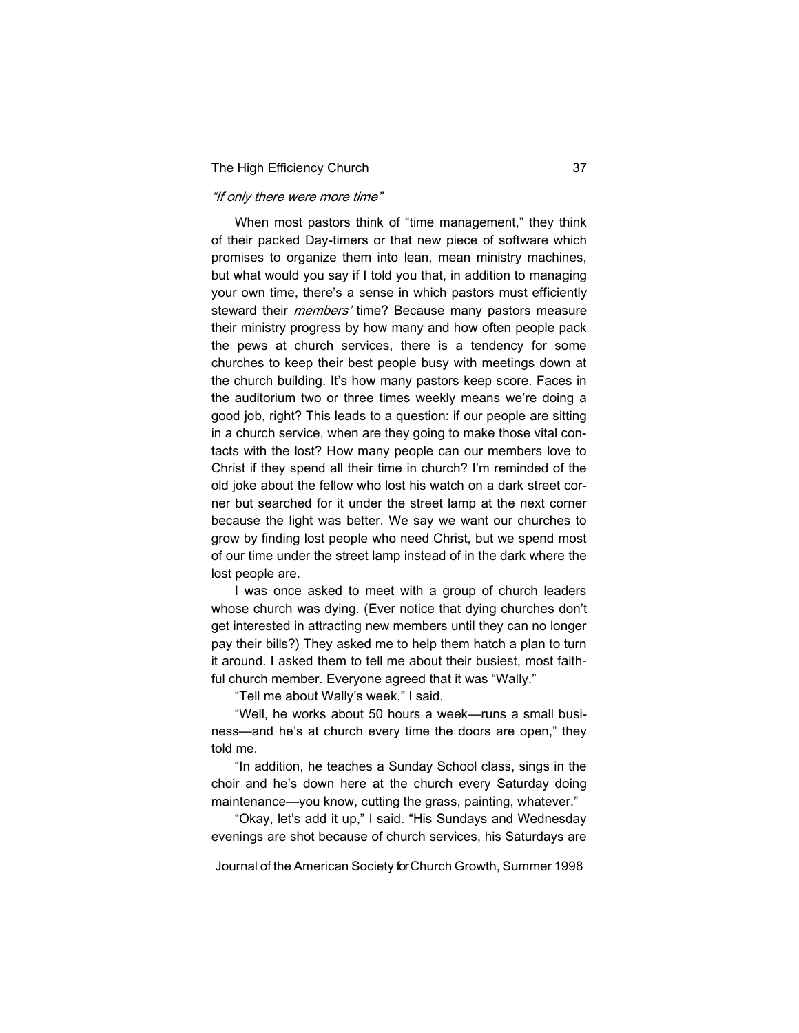*"If only there were more time"*

When most pastors think of "time management," they think of their packed Day-timers or that new piece of software which promises to organize them into lean, mean ministry machines, but what would you say if I told you that, in addition to managing your own time, there's a sense in which pastors must efficiently steward their *members'* time? Because many pastors measure their ministry progress by how many and how often people pack the pews at church services, there is a tendency for some churches to keep their best people busy with meetings down at the church building. It's how many pastors keep score. Faces in the auditorium two or three times weekly means we're doing a good job, right? This leads to a question: if our people are sitting in a church service, when are they going to make those vital contacts with the lost? How many people can our members love to Christ if they spend all their time in church? I'm reminded of the old joke about the fellow who lost his watch on a dark street corner but searched for it under the street lamp at the next corner because the light was better. We say we want our churches to grow by finding lost people who need Christ, but we spend most of our time under the street lamp instead of in the dark where the lost people are.

I was once asked to meet with a group of church leaders whose church was dying. (Ever notice that dying churches don't get interested in attracting new members until they can no longer pay their bills?) They asked me to help them hatch a plan to turn it around. I asked them to tell me about their busiest, most faithful church member. Everyone agreed that it was "Wally."

"Tell me about Wally's week," I said.

"Well, he works about 50 hours a week—runs a small business—and he's at church every time the doors are open," they told me.

"In addition, he teaches a Sunday School class, sings in the choir and he's down here at the church every Saturday doing maintenance—you know, cutting the grass, painting, whatever."

"Okay, let's add it up," I said. "His Sundays and Wednesday evenings are shot because of church services, his Saturdays are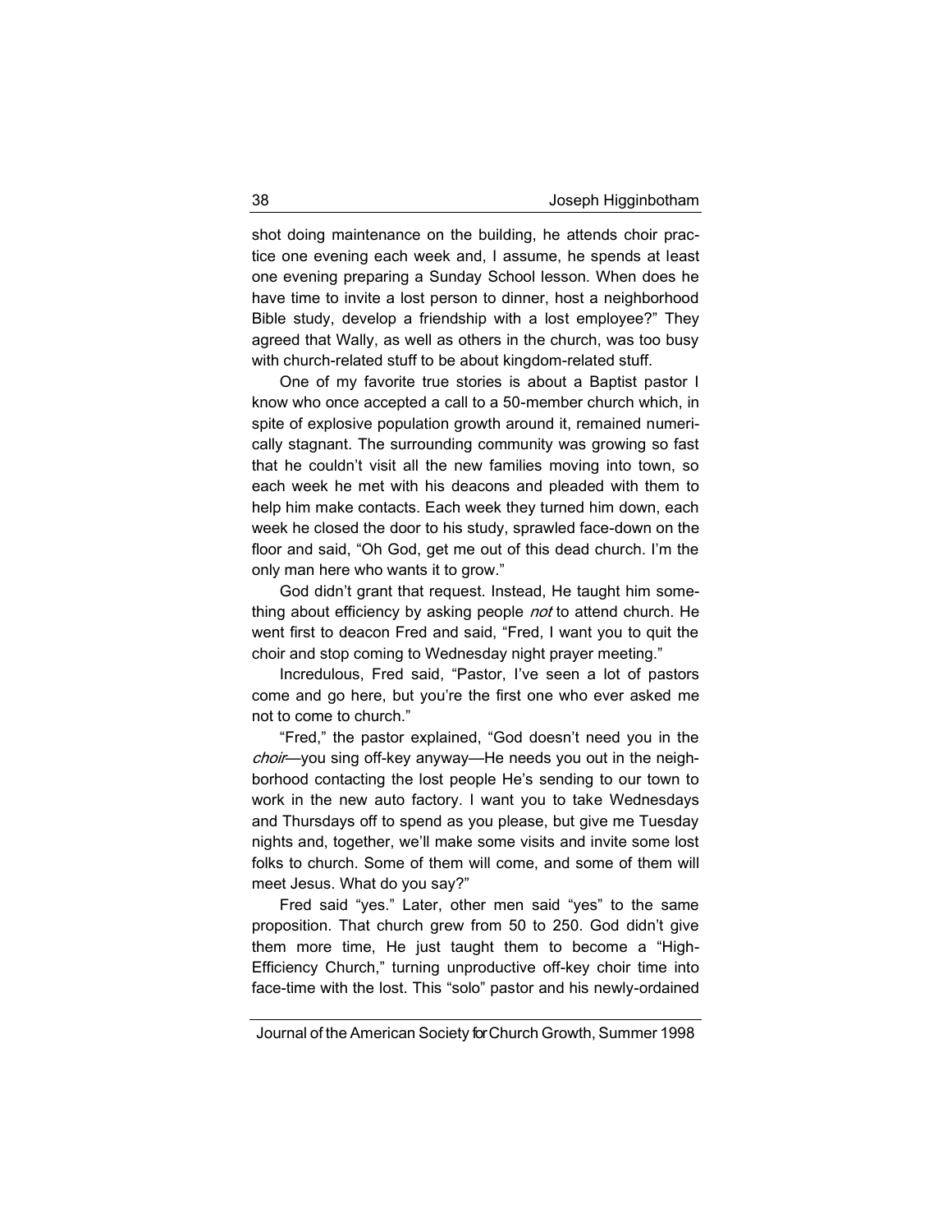shot doing maintenance on the building, he attends choir practice one evening each week and, I assume, he spends at least one evening preparing a Sunday School lesson. When does he have time to invite a lost person to dinner, host a neighborhood Bible study, develop a friendship with a lost employee?" They agreed that Wally, as well as others in the church, was too busy with church-related stuff to be about kingdom-related stuff.

One of my favorite true stories is about a Baptist pastor I know who once accepted a call to a 50-member church which, in spite of explosive population growth around it, remained numerically stagnant. The surrounding community was growing so fast that he couldn't visit all the new families moving into town, so each week he met with his deacons and pleaded with them to help him make contacts. Each week they turned him down, each week he closed the door to his study, sprawled face-down on the floor and said, "Oh God, get me out of this dead church. I'm the only man here who wants it to grow."

God didn't grant that request. Instead, He taught him something about efficiency by asking people *not* to attend church. He went first to deacon Fred and said, "Fred, I want you to quit the choir and stop coming to Wednesday night prayer meeting."

Incredulous, Fred said, "Pastor, I've seen a lot of pastors come and go here, but you're the first one who ever asked me not to come to church."

"Fred," the pastor explained, "God doesn't need you in the *choir*—you sing off-key anyway—He needs you out in the neighborhood contacting the lost people He's sending to our town to work in the new auto factory. I want you to take Wednesdays and Thursdays off to spend as you please, but give me Tuesday nights and, together, we'll make some visits and invite some lost folks to church. Some of them will come, and some of them will meet Jesus. What do you say?"

Fred said "yes." Later, other men said "yes" to the same proposition. That church grew from 50 to 250. God didn't give them more time, He just taught them to become a "High-Efficiency Church," turning unproductive off-key choir time into face-time with the lost. This "solo" pastor and his newly-ordained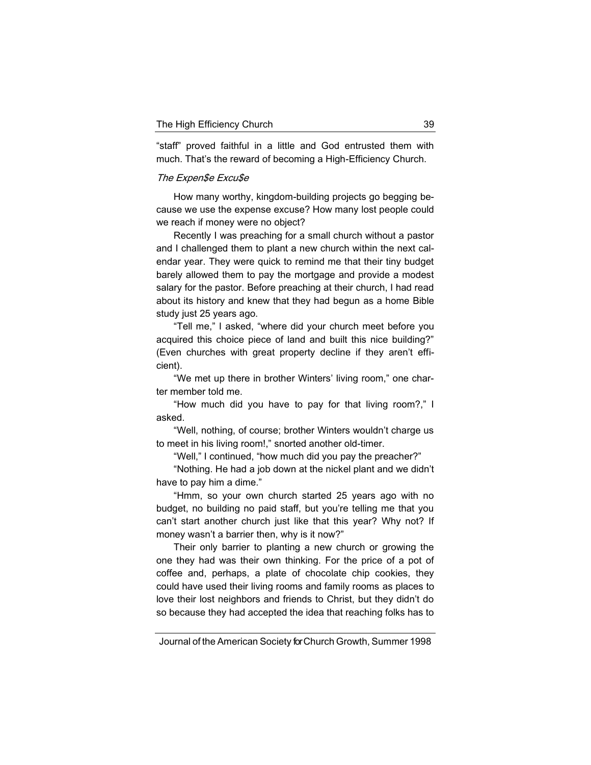"staff" proved faithful in a little and God entrusted them with much. That's the reward of becoming a High-Efficiency Church.

*The Expen$e Excu$e*

How many worthy, kingdom-building projects go begging because we use the expense excuse? How many lost people could we reach if money were no object?

Recently I was preaching for a small church without a pastor and I challenged them to plant a new church within the next calendar year. They were quick to remind me that their tiny budget barely allowed them to pay the mortgage and provide a modest salary for the pastor. Before preaching at their church, I had read about its history and knew that they had begun as a home Bible study just 25 years ago.

"Tell me," I asked, "where did your church meet before you acquired this choice piece of land and built this nice building?" (Even churches with great property decline if they aren't efficient).

"We met up there in brother Winters' living room," one charter member told me.

"How much did you have to pay for that living room?," I asked.

"Well, nothing, of course; brother Winters wouldn't charge us to meet in his living room!," snorted another old-timer.

"Well," I continued, "how much did you pay the preacher?"

"Nothing. He had a job down at the nickel plant and we didn't have to pay him a dime."

"Hmm, so your own church started 25 years ago with no budget, no building no paid staff, but you're telling me that you can't start another church just like that this year? Why not? If money wasn't a barrier then, why is it now?"

Their only barrier to planting a new church or growing the one they had was their own thinking. For the price of a pot of coffee and, perhaps, a plate of chocolate chip cookies, they could have used their living rooms and family rooms as places to love their lost neighbors and friends to Christ, but they didn't do so because they had accepted the idea that reaching folks has to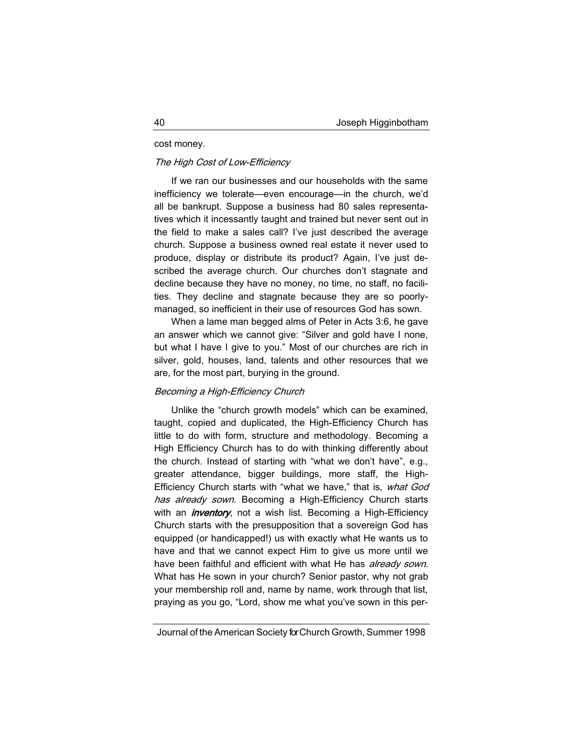cost money.

*The High Cost of Low-Efficiency*

If we ran our businesses and our households with the same inefficiency we tolerate—even encourage—in the church, we'd all be bankrupt. Suppose a business had 80 sales representatives which it incessantly taught and trained but never sent out in the field to make a sales call? I've just described the average church. Suppose a business owned real estate it never used to produce, display or distribute its product? Again, I've just described the average church. Our churches don't stagnate and decline because they have no money, no time, no staff, no facilities. They decline and stagnate because they are so poorly-managed, so inefficient in their use of resources God has sown.

When a lame man begged alms of Peter in Acts 3:6, he gave an answer which we cannot give: "Silver and gold have I none, but what I have I give to you." Most of our churches are rich in silver, gold, houses, land, talents and other resources that we are, for the most part, burying in the ground.

*Becoming a High-Efficiency Church*

Unlike the "church growth models" which can be examined, taught, copied and duplicated, the High-Efficiency Church has little to do with form, structure and methodology. Becoming a High Efficiency Church has to do with thinking differently about the church. Instead of starting with "what we don't have", e.g., greater attendance, bigger buildings, more staff, the High-Efficiency Church starts with "what we have," that is, *what God has already sown*. Becoming a High-Efficiency Church starts with an ***inventory***, not a wish list. Becoming a High-Efficiency Church starts with the presupposition that a sovereign God has equipped (or handicapped!) us with exactly what He wants us to have and that we cannot expect Him to give us more until we have been faithful and efficient with what He has *already sown*. What has He sown in your church? Senior pastor, why not grab your membership roll and, name by name, work through that list, praying as you go, "Lord, show me what you've sown in this per-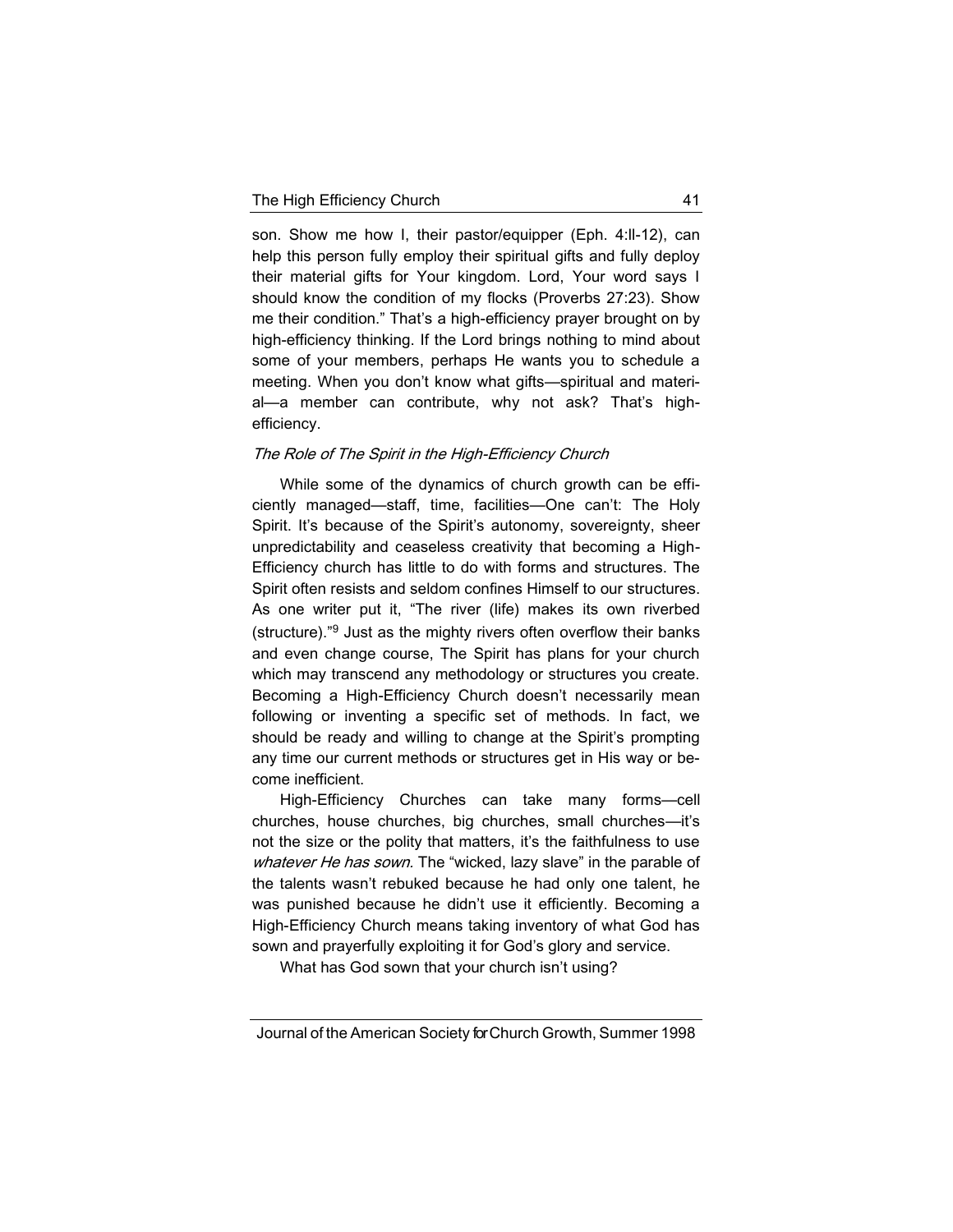son. Show me how I, their pastor/equipper (Eph. 4:ll-12), can help this person fully employ their spiritual gifts and fully deploy their material gifts for Your kingdom. Lord, Your word says I should know the condition of my flocks (Proverbs 27:23). Show me their condition." That's a high-efficiency prayer brought on by high-efficiency thinking. If the Lord brings nothing to mind about some of your members, perhaps He wants you to schedule a meeting. When you don't know what gifts—spiritual and material—a member can contribute, why not ask? That's high-efficiency.

### *The Role of The Spirit in the High-Efficiency Church*

While some of the dynamics of church growth can be efficiently managed—staff, time, facilities—One can't: The Holy Spirit. It's because of the Spirit's autonomy, sovereignty, sheer unpredictability and ceaseless creativity that becoming a High-Efficiency church has little to do with forms and structures. The Spirit often resists and seldom confines Himself to our structures. As one writer put it, "The river (life) makes its own riverbed (structure)."[9] Just as the mighty rivers often overflow their banks and even change course, The Spirit has plans for your church which may transcend any methodology or structures you create. Becoming a High-Efficiency Church doesn't necessarily mean following or inventing a specific set of methods. In fact, we should be ready and willing to change at the Spirit's prompting any time our current methods or structures get in His way or become inefficient.

High-Efficiency Churches can take many forms—cell churches, house churches, big churches, small churches—it's not the size or the polity that matters, it's the faithfulness to use *whatever He has sown.* The "wicked, lazy slave" in the parable of the talents wasn't rebuked because he had only one talent, he was punished because he didn't use it efficiently. Becoming a High-Efficiency Church means taking inventory of what God has sown and prayerfully exploiting it for God's glory and service.

What has God sown that your church isn't using?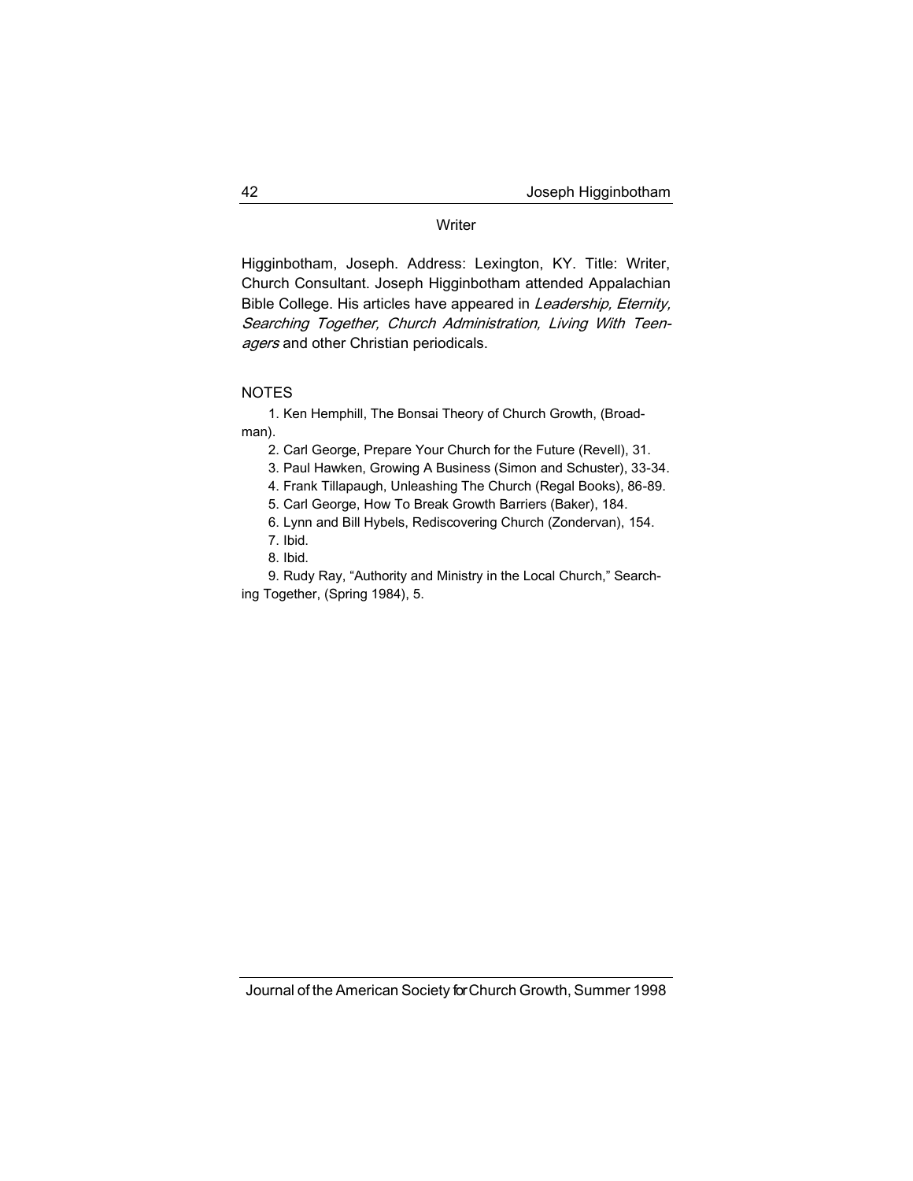### Writer

Higginbotham, Joseph. Address: Lexington, KY. Title: Writer, Church Consultant. Joseph Higginbotham attended Appalachian Bible College. His articles have appeared in *Leadership, Eternity, Searching Together, Church Administration, Living With Teenagers* and other Christian periodicals.

## NOTES

1. Ken Hemphill, The Bonsai Theory of Church Growth, (Broadman).
2. Carl George, Prepare Your Church for the Future (Revell), 31.
3. Paul Hawken, Growing A Business (Simon and Schuster), 33-34.
4. Frank Tillapaugh, Unleashing The Church (Regal Books), 86-89.
5. Carl George, How To Break Growth Barriers (Baker), 184.
6. Lynn and Bill Hybels, Rediscovering Church (Zondervan), 154.
7. Ibid.
8. Ibid.
9. Rudy Ray, "Authority and Ministry in the Local Church," Searching Together, (Spring 1984), 5.